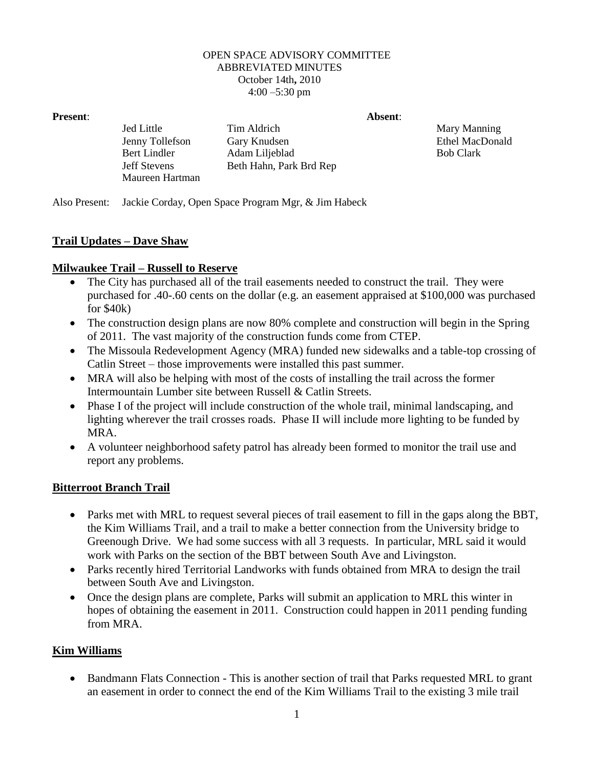OPEN SPACE ADVISORY COMMITTEE
ABBREVIATED MINUTES
October 14th, 2010
4:00 –5:30 pm

**Present**:

| | | |
|---|---|---|
| Jed Little | Tim Aldrich | |
| Jenny Tollefson | Gary Knudsen | |
| Bert Lindler | Adam Liljeblad | |
| Jeff Stevens | Beth Hahn, Park Brd Rep | |
| Maureen Hartman | | |

**Absent**:

Mary Manning
Ethel MacDonald
Bob Clark

Also Present: Jackie Corday, Open Space Program Mgr, & Jim Habeck

## Trail Updates – Dave Shaw

### Milwaukee Trail – Russell to Reserve

- The City has purchased all of the trail easements needed to construct the trail. They were purchased for .40-.60 cents on the dollar (e.g. an easement appraised at $100,000 was purchased for $40k)
- The construction design plans are now 80% complete and construction will begin in the Spring of 2011. The vast majority of the construction funds come from CTEP.
- The Missoula Redevelopment Agency (MRA) funded new sidewalks and a table-top crossing of Catlin Street – those improvements were installed this past summer.
- MRA will also be helping with most of the costs of installing the trail across the former Intermountain Lumber site between Russell & Catlin Streets.
- Phase I of the project will include construction of the whole trail, minimal landscaping, and lighting wherever the trail crosses roads. Phase II will include more lighting to be funded by MRA.
- A volunteer neighborhood safety patrol has already been formed to monitor the trail use and report any problems.

### Bitterroot Branch Trail

- Parks met with MRL to request several pieces of trail easement to fill in the gaps along the BBT, the Kim Williams Trail, and a trail to make a better connection from the University bridge to Greenough Drive. We had some success with all 3 requests. In particular, MRL said it would work with Parks on the section of the BBT between South Ave and Livingston.
- Parks recently hired Territorial Landworks with funds obtained from MRA to design the trail between South Ave and Livingston.
- Once the design plans are complete, Parks will submit an application to MRL this winter in hopes of obtaining the easement in 2011. Construction could happen in 2011 pending funding from MRA.

### Kim Williams

- Bandmann Flats Connection - This is another section of trail that Parks requested MRL to grant an easement in order to connect the end of the Kim Williams Trail to the existing 3 mile trail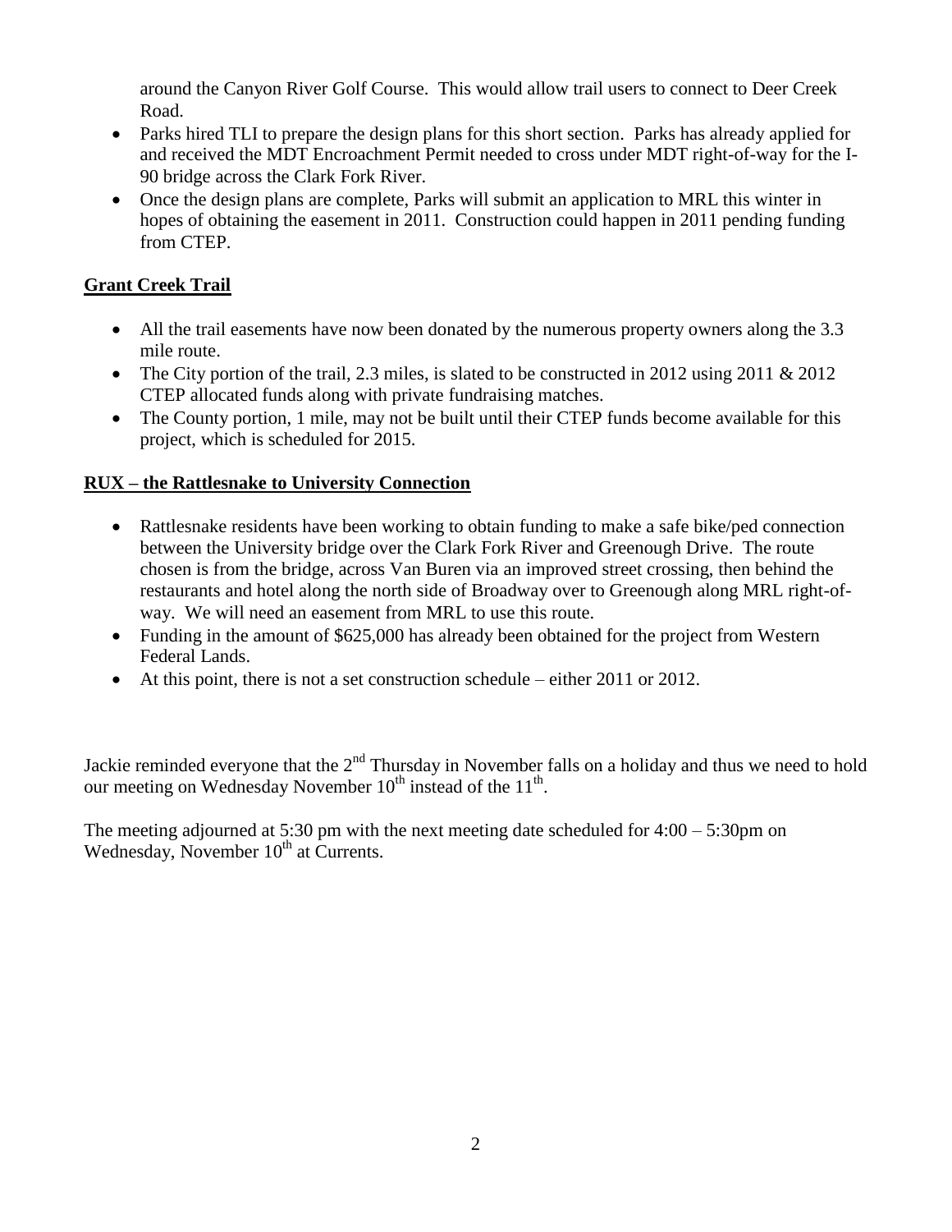around the Canyon River Golf Course. This would allow trail users to connect to Deer Creek Road.

- Parks hired TLI to prepare the design plans for this short section. Parks has already applied for and received the MDT Encroachment Permit needed to cross under MDT right-of-way for the I-90 bridge across the Clark Fork River.
- Once the design plans are complete, Parks will submit an application to MRL this winter in hopes of obtaining the easement in 2011. Construction could happen in 2011 pending funding from CTEP.

**Grant Creek Trail**

- All the trail easements have now been donated by the numerous property owners along the 3.3 mile route.
- The City portion of the trail, 2.3 miles, is slated to be constructed in 2012 using 2011 & 2012 CTEP allocated funds along with private fundraising matches.
- The County portion, 1 mile, may not be built until their CTEP funds become available for this project, which is scheduled for 2015.

**RUX – the Rattlesnake to University Connection**

- Rattlesnake residents have been working to obtain funding to make a safe bike/ped connection between the University bridge over the Clark Fork River and Greenough Drive. The route chosen is from the bridge, across Van Buren via an improved street crossing, then behind the restaurants and hotel along the north side of Broadway over to Greenough along MRL right-of-way. We will need an easement from MRL to use this route.
- Funding in the amount of $625,000 has already been obtained for the project from Western Federal Lands.
- At this point, there is not a set construction schedule – either 2011 or 2012.

Jackie reminded everyone that the 2nd Thursday in November falls on a holiday and thus we need to hold our meeting on Wednesday November 10th instead of the 11th.

The meeting adjourned at 5:30 pm with the next meeting date scheduled for 4:00 – 5:30pm on Wednesday, November 10th at Currents.